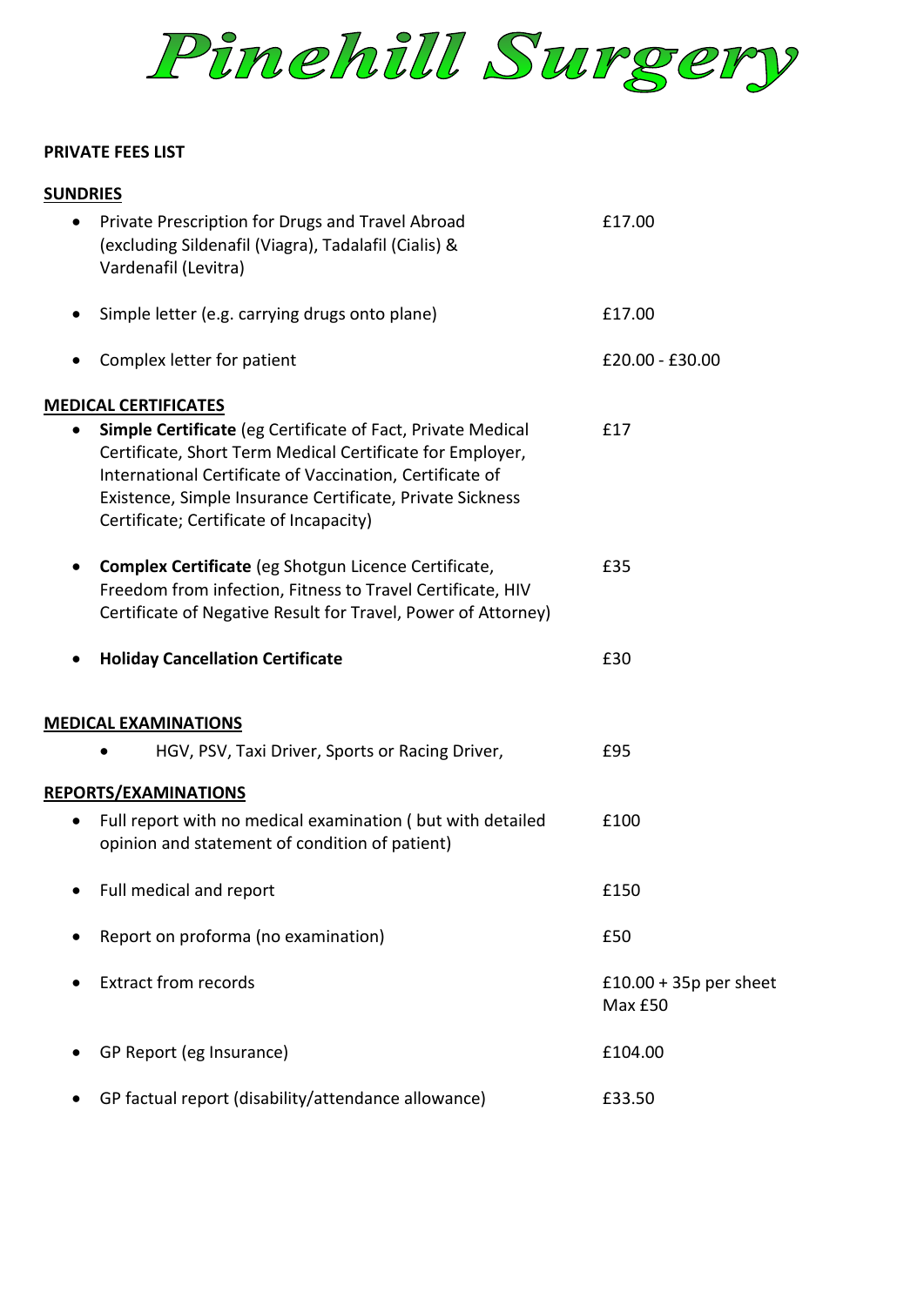# Pinehill Surgery

**PRIVATE FEES LIST**

**SUNDRIES**

- Private Prescription for Drugs and Travel Abroad (excluding Sildenafil (Viagra), Tadalafil (Cialis) & Vardenafil (Levitra) — £17.00
- Simple letter (e.g. carrying drugs onto plane) — £17.00
- Complex letter for patient — £20.00 - £30.00

**MEDICAL CERTIFICATES**

- **Simple Certificate** (eg Certificate of Fact, Private Medical Certificate, Short Term Medical Certificate for Employer, International Certificate of Vaccination, Certificate of Existence, Simple Insurance Certificate, Private Sickness Certificate; Certificate of Incapacity) — £17
- **Complex Certificate** (eg Shotgun Licence Certificate, Freedom from infection, Fitness to Travel Certificate, HIV Certificate of Negative Result for Travel, Power of Attorney) — £35
- **Holiday Cancellation Certificate** — £30

**MEDICAL EXAMINATIONS**

- HGV, PSV, Taxi Driver, Sports or Racing Driver, — £95

**REPORTS/EXAMINATIONS**

- Full report with no medical examination ( but with detailed opinion and statement of condition of patient) — £100
- Full medical and report — £150
- Report on proforma (no examination) — £50
- Extract from records — £10.00 + 35p per sheet Max £50
- GP Report (eg Insurance) — £104.00
- GP factual report (disability/attendance allowance) — £33.50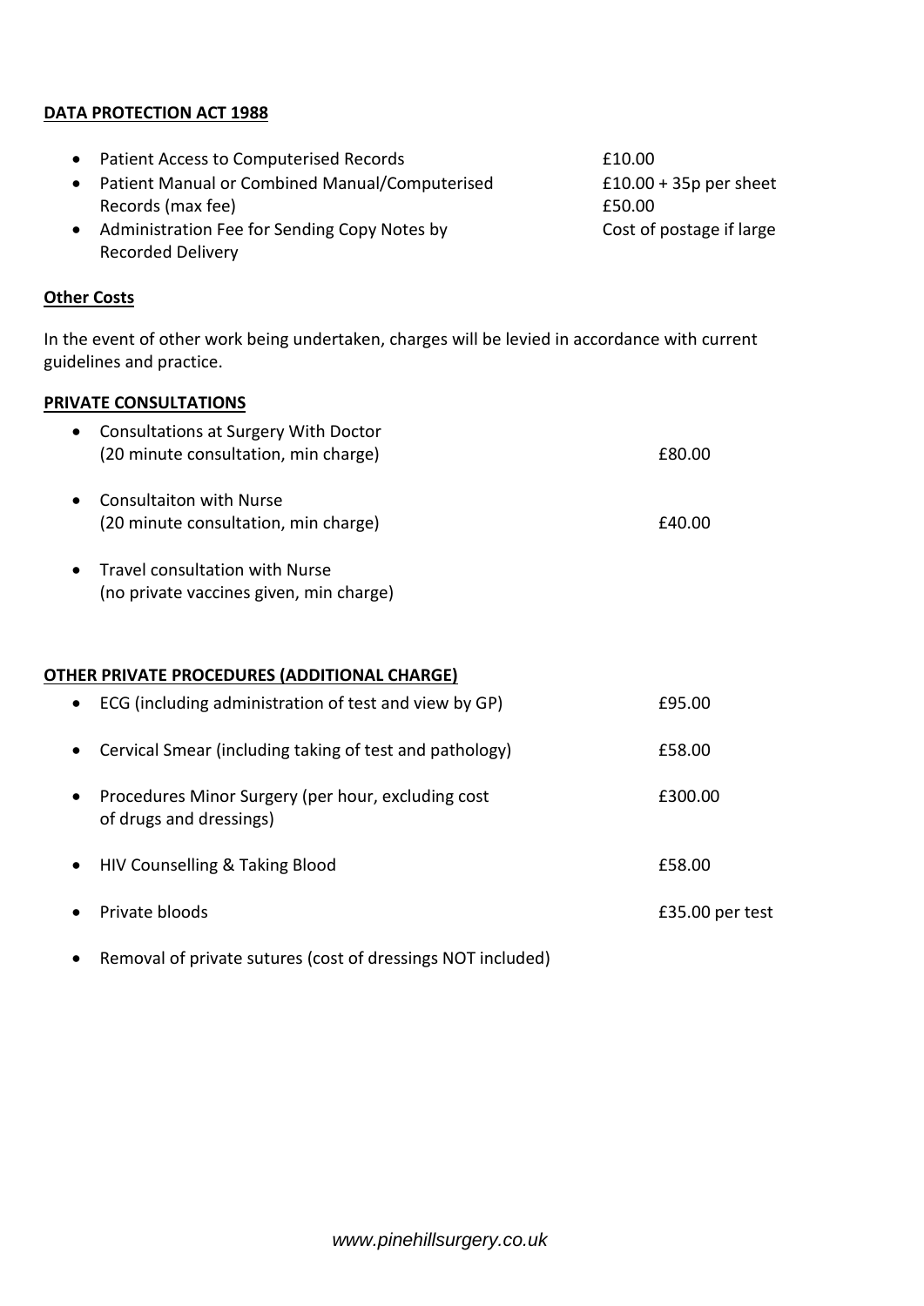**DATA PROTECTION ACT 1988**

- Patient Access to Computerised Records — £10.00
- Patient Manual or Combined Manual/Computerised Records (max fee) — £10.00 + 35p per sheet, £50.00
- Administration Fee for Sending Copy Notes by Recorded Delivery — Cost of postage if large

**Other Costs**

In the event of other work being undertaken, charges will be levied in accordance with current guidelines and practice.

**PRIVATE CONSULTATIONS**

- Consultations at Surgery With Doctor (20 minute consultation, min charge) — £80.00
- Consultaiton with Nurse (20 minute consultation, min charge) — £40.00
- Travel consultation with Nurse (no private vaccines given, min charge)

**OTHER PRIVATE PROCEDURES (ADDITIONAL CHARGE)**

- ECG (including administration of test and view by GP) — £95.00
- Cervical Smear (including taking of test and pathology) — £58.00
- Procedures Minor Surgery (per hour, excluding cost of drugs and dressings) — £300.00
- HIV Counselling & Taking Blood — £58.00
- Private bloods — £35.00 per test
- Removal of private sutures (cost of dressings NOT included)

*www.pinehillsurgery.co.uk*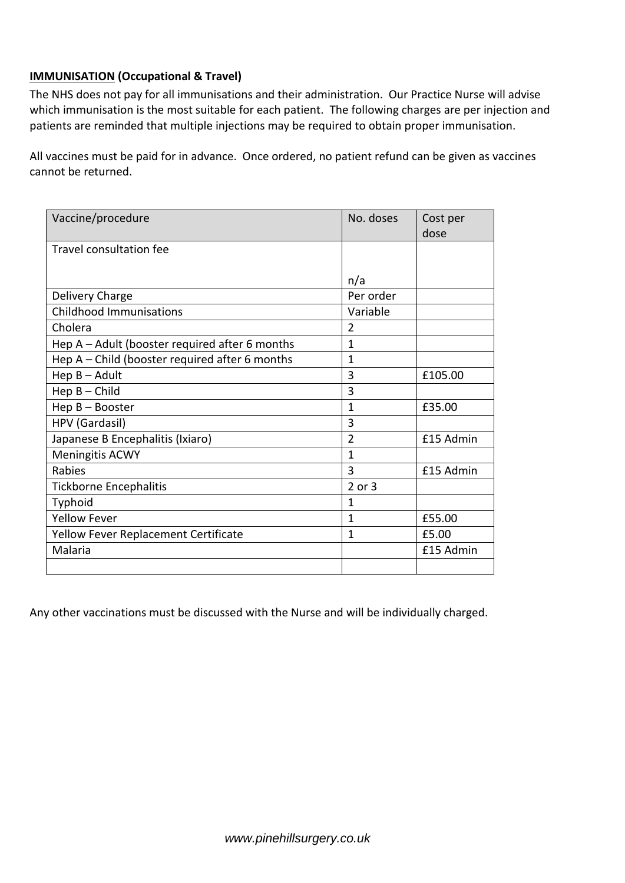**IMMUNISATION (Occupational & Travel)**

The NHS does not pay for all immunisations and their administration. Our Practice Nurse will advise which immunisation is the most suitable for each patient. The following charges are per injection and patients are reminded that multiple injections may be required to obtain proper immunisation.

All vaccines must be paid for in advance. Once ordered, no patient refund can be given as vaccines cannot be returned.

| Vaccine/procedure | No. doses | Cost per dose |
|---|---|---|
| Travel consultation fee | n/a | |
| Delivery Charge | Per order | |
| Childhood Immunisations | Variable | |
| Cholera | 2 | |
| Hep A – Adult (booster required after 6 months | 1 | |
| Hep A – Child (booster required after 6 months | 1 | |
| Hep B – Adult | 3 | £105.00 |
| Hep B – Child | 3 | |
| Hep B – Booster | 1 | £35.00 |
| HPV (Gardasil) | 3 | |
| Japanese B Encephalitis (Ixiaro) | 2 | £15 Admin |
| Meningitis ACWY | 1 | |
| Rabies | 3 | £15 Admin |
| Tickborne Encephalitis | 2 or 3 | |
| Typhoid | 1 | |
| Yellow Fever | 1 | £55.00 |
| Yellow Fever Replacement Certificate | 1 | £5.00 |
| Malaria | | £15 Admin |
| | | |

Any other vaccinations must be discussed with the Nurse and will be individually charged.